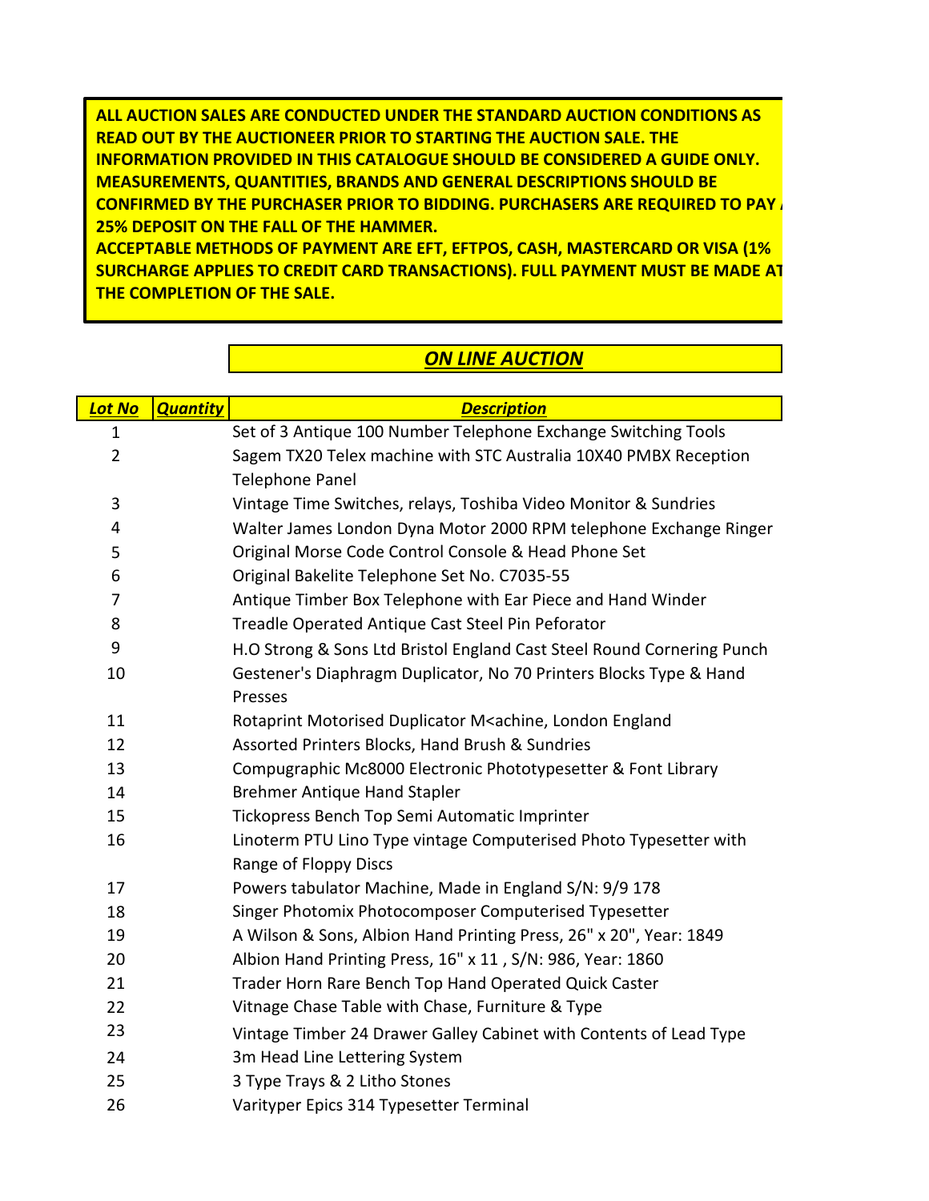**ALL AUCTION SALES ARE CONDUCTED UNDER THE STANDARD AUCTION CONDITIONS AS READ OUT BY THE AUCTIONEER PRIOR TO STARTING THE AUCTION SALE. THE INFORMATION PROVIDED IN THIS CATALOGUE SHOULD BE CONSIDERED A GUIDE ONLY. MEASUREMENTS, QUANTITIES, BRANDS AND GENERAL DESCRIPTIONS SHOULD BE CONFIRMED BY THE PURCHASER PRIOR TO BIDDING. PURCHASERS ARE REQUIRED TO PAY A 25% DEPOSIT ON THE FALL OF THE HAMMER.**
**ACCEPTABLE METHODS OF PAYMENT ARE EFT, EFTPOS, CASH, MASTERCARD OR VISA (1% SURCHARGE APPLIES TO CREDIT CARD TRANSACTIONS). FULL PAYMENT MUST BE MADE AT THE COMPLETION OF THE SALE.**

## *ON LINE AUCTION*

| *Lot No* | *Quantity* | *Description* |
|---|---|---|
| 1 | | Set of 3 Antique 100 Number Telephone Exchange Switching Tools |
| 2 | | Sagem TX20 Telex machine with STC Australia 10X40 PMBX Reception Telephone Panel |
| 3 | | Vintage Time Switches, relays, Toshiba Video Monitor & Sundries |
| 4 | | Walter James London Dyna Motor 2000 RPM telephone Exchange Ringer |
| 5 | | Original Morse Code Control Console & Head Phone Set |
| 6 | | Original Bakelite Telephone Set No. C7035-55 |
| 7 | | Antique Timber Box Telephone with Ear Piece and Hand Winder |
| 8 | | Treadle Operated Antique Cast Steel Pin Peforator |
| 9 | | H.O Strong & Sons Ltd Bristol England Cast Steel Round Cornering Punch |
| 10 | | Gestener's Diaphragm Duplicator, No 70 Printers Blocks Type & Hand Presses |
| 11 | | Rotaprint Motorised Duplicator M<achine, London England |
| 12 | | Assorted Printers Blocks, Hand Brush & Sundries |
| 13 | | Compugraphic Mc8000 Electronic Phototypesetter & Font Library |
| 14 | | Brehmer Antique Hand Stapler |
| 15 | | Tickopress Bench Top Semi Automatic Imprinter |
| 16 | | Linoterm PTU Lino Type vintage Computerised Photo Typesetter with Range of Floppy Discs |
| 17 | | Powers tabulator Machine, Made in England S/N: 9/9 178 |
| 18 | | Singer Photomix Photocomposer Computerised Typesetter |
| 19 | | A Wilson & Sons, Albion Hand Printing Press, 26" x 20", Year: 1849 |
| 20 | | Albion Hand Printing Press, 16" x 11 , S/N: 986, Year: 1860 |
| 21 | | Trader Horn Rare Bench Top Hand Operated Quick Caster |
| 22 | | Vitnage Chase Table with Chase, Furniture & Type |
| 23 | | Vintage Timber 24 Drawer Galley Cabinet with Contents of Lead Type |
| 24 | | 3m Head Line Lettering System |
| 25 | | 3 Type Trays & 2 Litho Stones |
| 26 | | Varityper Epics 314 Typesetter Terminal |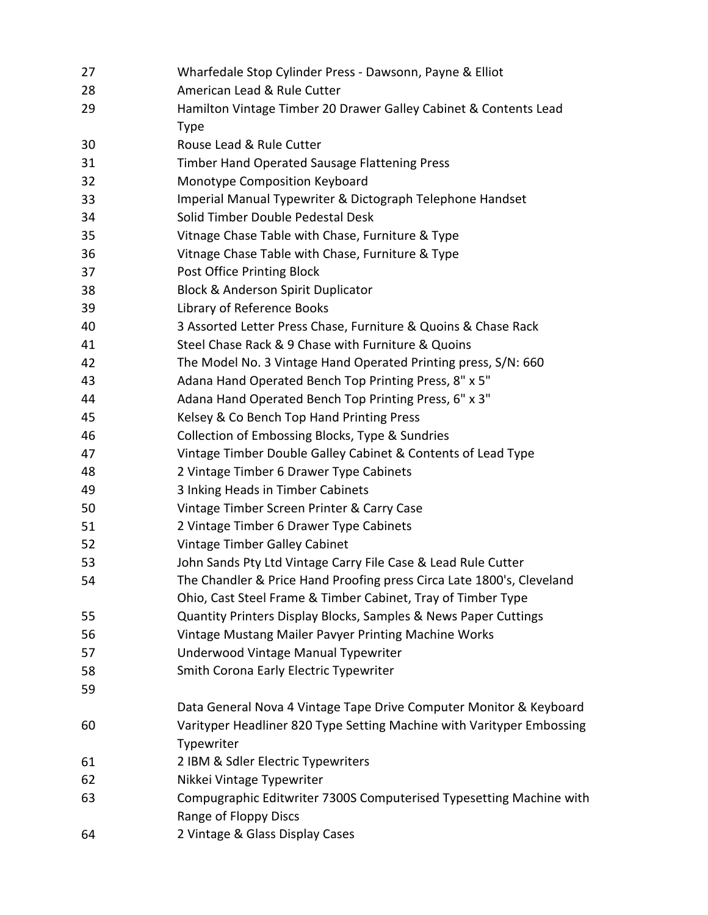| | |
|---|---|
| 27 | Wharfedale Stop Cylinder Press - Dawsonn, Payne & Elliot |
| 28 | American Lead & Rule Cutter |
| 29 | Hamilton Vintage Timber 20 Drawer Galley Cabinet & Contents Lead Type |
| 30 | Rouse Lead & Rule Cutter |
| 31 | Timber Hand Operated Sausage Flattening Press |
| 32 | Monotype Composition Keyboard |
| 33 | Imperial Manual Typewriter & Dictograph Telephone Handset |
| 34 | Solid Timber Double Pedestal Desk |
| 35 | Vitnage Chase Table with Chase, Furniture & Type |
| 36 | Vitnage Chase Table with Chase, Furniture & Type |
| 37 | Post Office Printing Block |
| 38 | Block & Anderson Spirit Duplicator |
| 39 | Library of Reference Books |
| 40 | 3 Assorted Letter Press Chase, Furniture & Quoins & Chase Rack |
| 41 | Steel Chase Rack & 9 Chase with Furniture & Quoins |
| 42 | The Model No. 3 Vintage Hand Operated Printing press, S/N: 660 |
| 43 | Adana Hand Operated Bench Top Printing Press, 8" x 5" |
| 44 | Adana Hand Operated Bench Top Printing Press, 6" x 3" |
| 45 | Kelsey & Co Bench Top Hand Printing Press |
| 46 | Collection of Embossing Blocks, Type & Sundries |
| 47 | Vintage Timber Double Galley Cabinet & Contents of Lead Type |
| 48 | 2 Vintage Timber 6 Drawer Type Cabinets |
| 49 | 3 Inking Heads in Timber Cabinets |
| 50 | Vintage Timber Screen Printer & Carry Case |
| 51 | 2 Vintage Timber 6 Drawer Type Cabinets |
| 52 | Vintage Timber Galley Cabinet |
| 53 | John Sands Pty Ltd Vintage Carry File Case & Lead Rule Cutter |
| 54 | The Chandler & Price Hand Proofing press Circa Late 1800's, Cleveland Ohio, Cast Steel Frame & Timber Cabinet, Tray of Timber Type |
| 55 | Quantity Printers Display Blocks, Samples & News Paper Cuttings |
| 56 | Vintage Mustang Mailer Pavyer Printing Machine Works |
| 57 | Underwood Vintage Manual Typewriter |
| 58 | Smith Corona Early Electric Typewriter |
| 59 | Data General Nova 4 Vintage Tape Drive Computer Monitor & Keyboard |
| 60 | Varityper Headliner 820 Type Setting Machine with Varityper Embossing Typewriter |
| 61 | 2 IBM & Sdler Electric Typewriters |
| 62 | Nikkei Vintage Typewriter |
| 63 | Compugraphic Editwriter 7300S Computerised Typesetting Machine with Range of Floppy Discs |
| 64 | 2 Vintage & Glass Display Cases |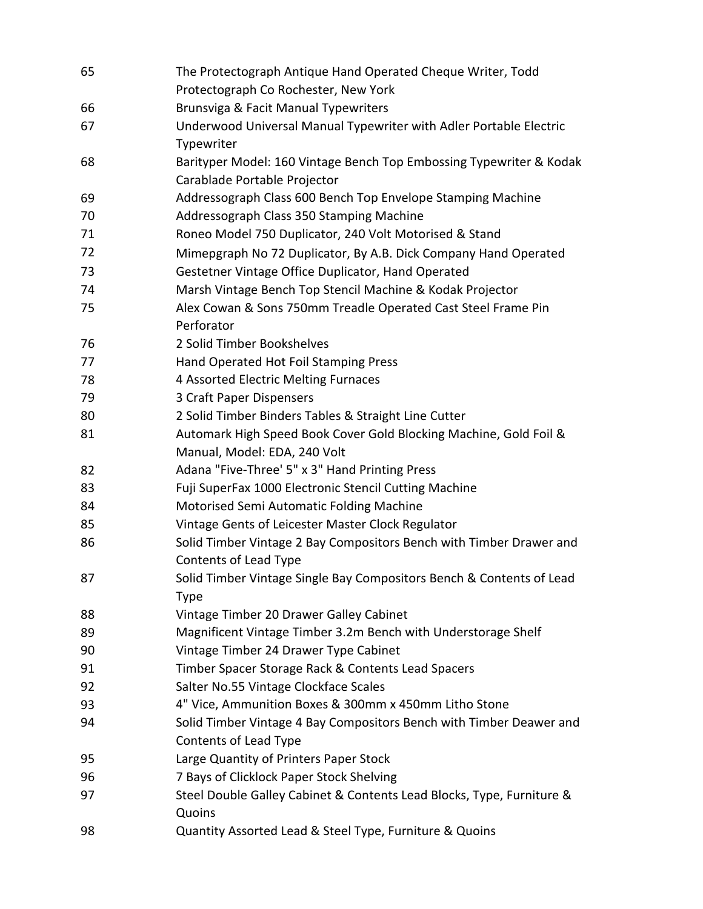| | |
|---|---|
| 65 | The Protectograph Antique Hand Operated Cheque Writer, Todd Protectograph Co Rochester, New York |
| 66 | Brunsviga & Facit Manual Typewriters |
| 67 | Underwood Universal Manual Typewriter with Adler Portable Electric Typewriter |
| 68 | Barityper Model: 160 Vintage Bench Top Embossing Typewriter & Kodak Carablade Portable Projector |
| 69 | Addressograph Class 600 Bench Top Envelope Stamping Machine |
| 70 | Addressograph Class 350 Stamping Machine |
| 71 | Roneo Model 750 Duplicator, 240 Volt Motorised & Stand |
| 72 | Mimepgraph No 72 Duplicator, By A.B. Dick Company Hand Operated |
| 73 | Gestetner Vintage Office Duplicator, Hand Operated |
| 74 | Marsh Vintage Bench Top Stencil Machine & Kodak Projector |
| 75 | Alex Cowan & Sons 750mm Treadle Operated Cast Steel Frame Pin Perforator |
| 76 | 2 Solid Timber Bookshelves |
| 77 | Hand Operated Hot Foil Stamping Press |
| 78 | 4 Assorted Electric Melting Furnaces |
| 79 | 3 Craft Paper Dispensers |
| 80 | 2 Solid Timber Binders Tables & Straight Line Cutter |
| 81 | Automark High Speed Book Cover Gold Blocking Machine, Gold Foil & Manual, Model: EDA, 240 Volt |
| 82 | Adana "Five-Three' 5" x 3" Hand Printing Press |
| 83 | Fuji SuperFax 1000 Electronic Stencil Cutting Machine |
| 84 | Motorised Semi Automatic Folding Machine |
| 85 | Vintage Gents of Leicester Master Clock Regulator |
| 86 | Solid Timber Vintage 2 Bay Compositors Bench with Timber Drawer and Contents of Lead Type |
| 87 | Solid Timber Vintage Single Bay Compositors Bench & Contents of Lead Type |
| 88 | Vintage Timber 20 Drawer Galley Cabinet |
| 89 | Magnificent Vintage Timber 3.2m Bench with Understorage Shelf |
| 90 | Vintage Timber 24 Drawer Type Cabinet |
| 91 | Timber Spacer Storage Rack & Contents Lead Spacers |
| 92 | Salter No.55 Vintage Clockface Scales |
| 93 | 4" Vice, Ammunition Boxes & 300mm x 450mm Litho Stone |
| 94 | Solid Timber Vintage 4 Bay Compositors Bench with Timber Deawer and Contents of Lead Type |
| 95 | Large Quantity of Printers Paper Stock |
| 96 | 7 Bays of Clicklock Paper Stock Shelving |
| 97 | Steel Double Galley Cabinet & Contents Lead Blocks, Type, Furniture & Quoins |
| 98 | Quantity Assorted Lead & Steel Type, Furniture & Quoins |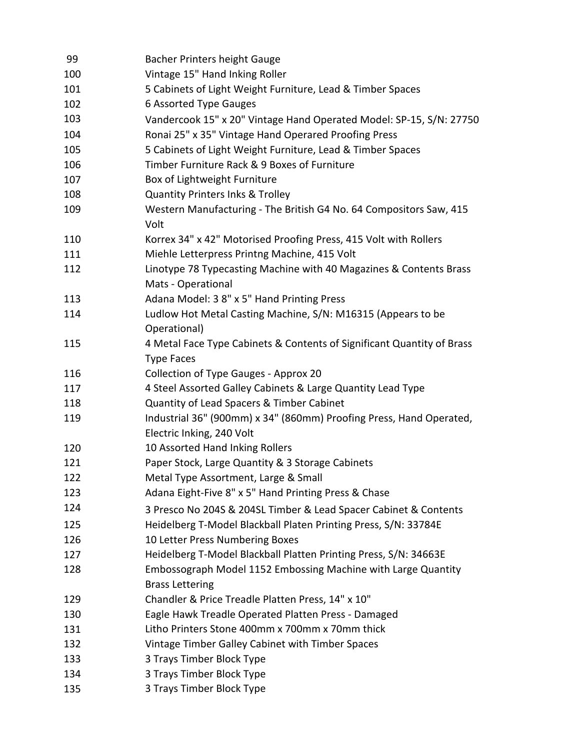| | |
|---|---|
| 99 | Bacher Printers height Gauge |
| 100 | Vintage 15" Hand Inking Roller |
| 101 | 5 Cabinets of Light Weight Furniture, Lead & Timber Spaces |
| 102 | 6 Assorted Type Gauges |
| 103 | Vandercook 15" x 20" Vintage Hand Operated Model: SP-15, S/N: 27750 |
| 104 | Ronai 25" x 35" Vintage Hand Operared Proofing Press |
| 105 | 5 Cabinets of Light Weight Furniture, Lead & Timber Spaces |
| 106 | Timber Furniture Rack & 9 Boxes of Furniture |
| 107 | Box of Lightweight Furniture |
| 108 | Quantity Printers Inks & Trolley |
| 109 | Western Manufacturing - The British G4 No. 64 Compositors Saw, 415 Volt |
| 110 | Korrex 34" x 42" Motorised Proofing Press, 415 Volt with Rollers |
| 111 | Miehle Letterpress Printng Machine, 415 Volt |
| 112 | Linotype 78 Typecasting Machine with 40 Magazines & Contents Brass Mats - Operational |
| 113 | Adana Model: 3 8" x 5" Hand Printing Press |
| 114 | Ludlow Hot Metal Casting Machine, S/N: M16315 (Appears to be Operational) |
| 115 | 4 Metal Face Type Cabinets & Contents of Significant Quantity of Brass Type Faces |
| 116 | Collection of Type Gauges - Approx 20 |
| 117 | 4 Steel Assorted Galley Cabinets & Large Quantity Lead Type |
| 118 | Quantity of Lead Spacers & Timber Cabinet |
| 119 | Industrial 36" (900mm) x 34" (860mm) Proofing Press, Hand Operated, Electric Inking, 240 Volt |
| 120 | 10 Assorted Hand Inking Rollers |
| 121 | Paper Stock, Large Quantity & 3 Storage Cabinets |
| 122 | Metal Type Assortment, Large & Small |
| 123 | Adana Eight-Five 8" x 5" Hand Printing Press & Chase |
| 124 | 3 Presco No 204S & 204SL Timber & Lead Spacer Cabinet & Contents |
| 125 | Heidelberg T-Model Blackball Platen Printing Press, S/N: 33784E |
| 126 | 10 Letter Press Numbering Boxes |
| 127 | Heidelberg T-Model Blackball Platten Printing Press, S/N: 34663E |
| 128 | Embossograph Model 1152 Embossing Machine with Large Quantity Brass Lettering |
| 129 | Chandler & Price Treadle Platten Press, 14" x 10" |
| 130 | Eagle Hawk Treadle Operated Platten Press - Damaged |
| 131 | Litho Printers Stone 400mm x 700mm x 70mm thick |
| 132 | Vintage Timber Galley Cabinet with Timber Spaces |
| 133 | 3 Trays Timber Block Type |
| 134 | 3 Trays Timber Block Type |
| 135 | 3 Trays Timber Block Type |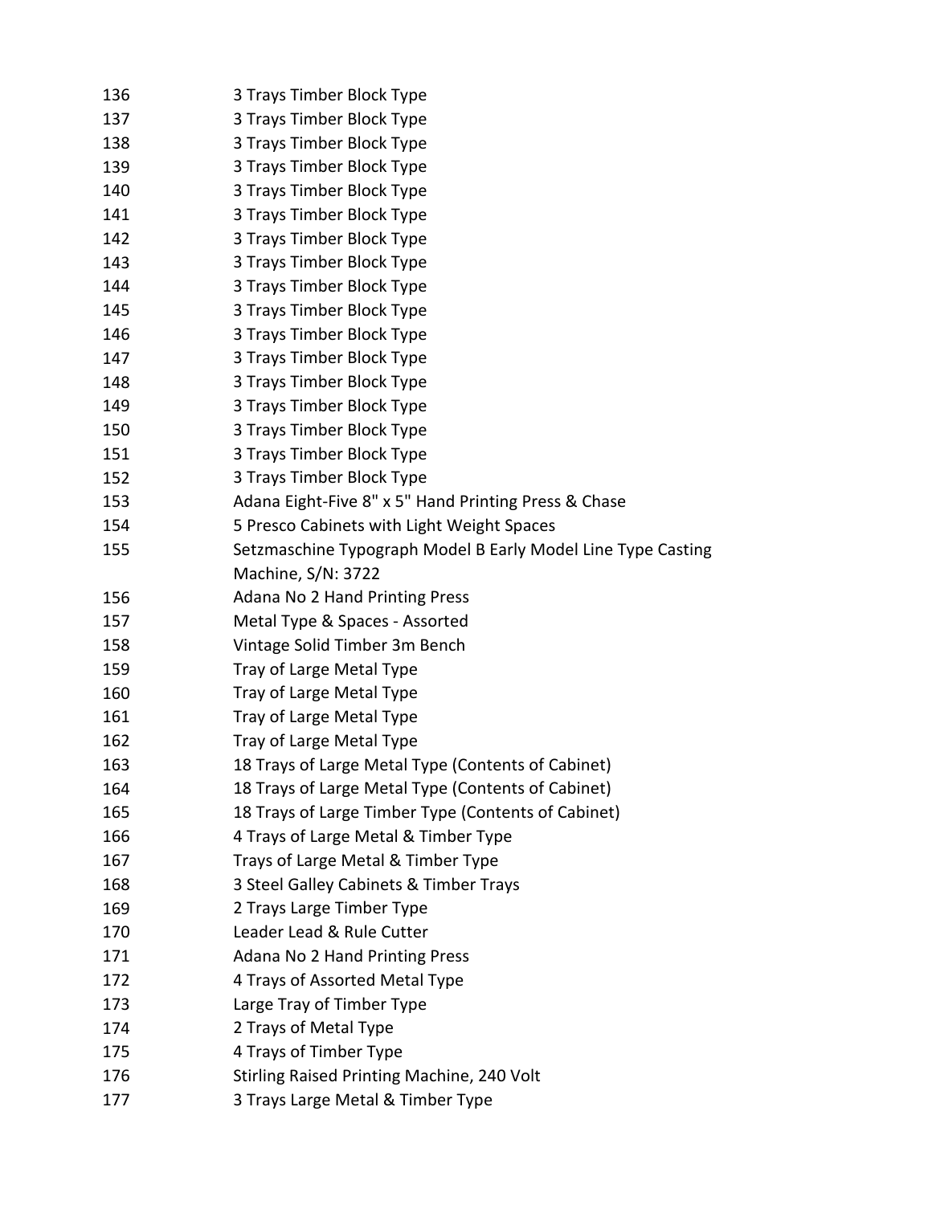| | |
|---|---|
| 136 | 3 Trays Timber Block Type |
| 137 | 3 Trays Timber Block Type |
| 138 | 3 Trays Timber Block Type |
| 139 | 3 Trays Timber Block Type |
| 140 | 3 Trays Timber Block Type |
| 141 | 3 Trays Timber Block Type |
| 142 | 3 Trays Timber Block Type |
| 143 | 3 Trays Timber Block Type |
| 144 | 3 Trays Timber Block Type |
| 145 | 3 Trays Timber Block Type |
| 146 | 3 Trays Timber Block Type |
| 147 | 3 Trays Timber Block Type |
| 148 | 3 Trays Timber Block Type |
| 149 | 3 Trays Timber Block Type |
| 150 | 3 Trays Timber Block Type |
| 151 | 3 Trays Timber Block Type |
| 152 | 3 Trays Timber Block Type |
| 153 | Adana Eight-Five 8" x 5" Hand Printing Press & Chase |
| 154 | 5 Presco Cabinets with Light Weight Spaces |
| 155 | Setzmaschine Typograph Model B Early Model Line Type Casting Machine, S/N: 3722 |
| 156 | Adana No 2 Hand Printing Press |
| 157 | Metal Type & Spaces - Assorted |
| 158 | Vintage Solid Timber 3m Bench |
| 159 | Tray of Large Metal Type |
| 160 | Tray of Large Metal Type |
| 161 | Tray of Large Metal Type |
| 162 | Tray of Large Metal Type |
| 163 | 18 Trays of Large Metal Type (Contents of Cabinet) |
| 164 | 18 Trays of Large Metal Type (Contents of Cabinet) |
| 165 | 18 Trays of Large Timber Type (Contents of Cabinet) |
| 166 | 4 Trays of Large Metal & Timber Type |
| 167 | Trays of Large Metal & Timber Type |
| 168 | 3 Steel Galley Cabinets & Timber Trays |
| 169 | 2 Trays Large Timber Type |
| 170 | Leader Lead & Rule Cutter |
| 171 | Adana No 2 Hand Printing Press |
| 172 | 4 Trays of Assorted Metal Type |
| 173 | Large Tray of Timber Type |
| 174 | 2 Trays of Metal Type |
| 175 | 4 Trays of Timber Type |
| 176 | Stirling Raised Printing Machine, 240 Volt |
| 177 | 3 Trays Large Metal & Timber Type |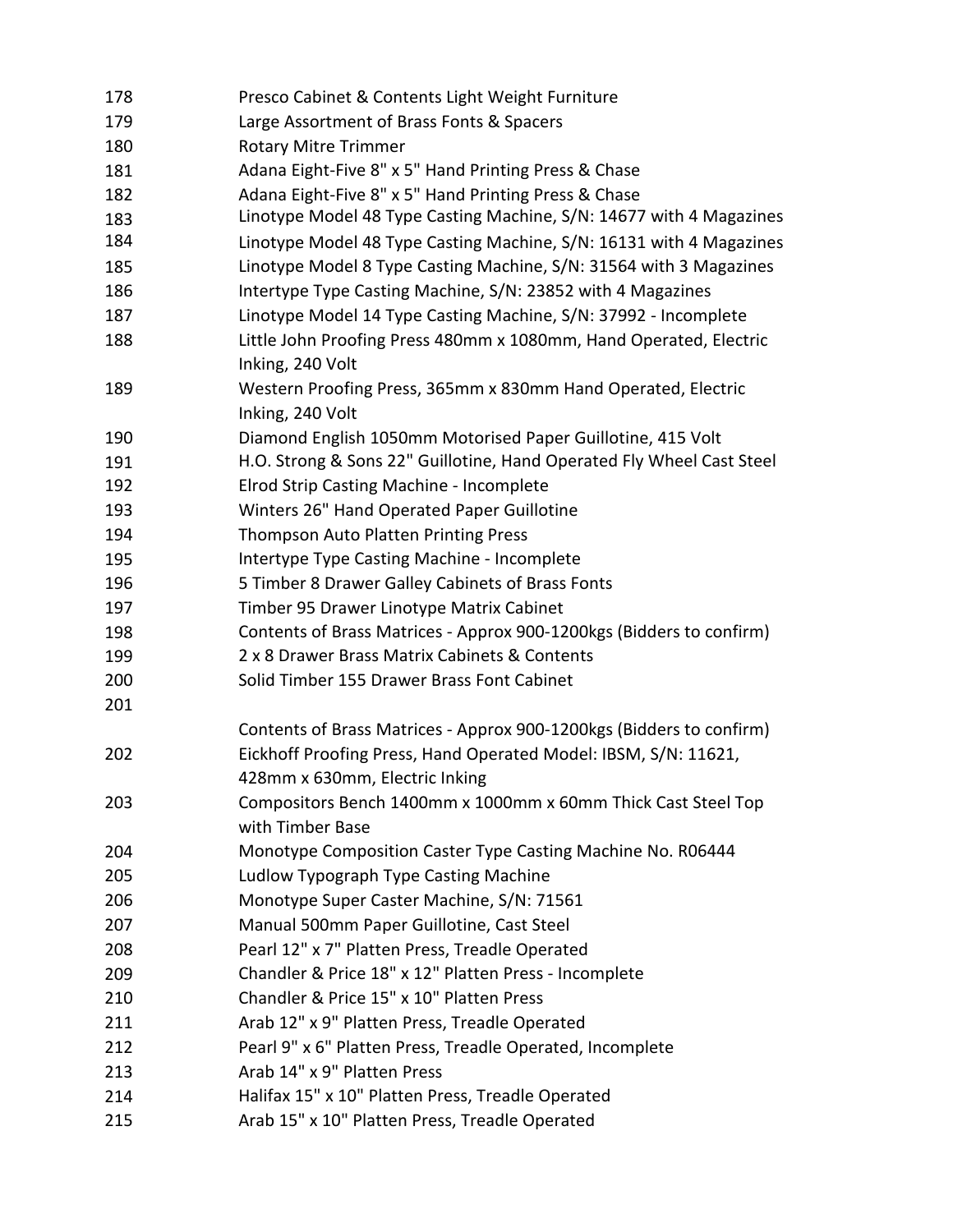| | |
|---|---|
| 178 | Presco Cabinet & Contents Light Weight Furniture |
| 179 | Large Assortment of Brass Fonts & Spacers |
| 180 | Rotary Mitre Trimmer |
| 181 | Adana Eight-Five 8" x 5" Hand Printing Press & Chase |
| 182 | Adana Eight-Five 8" x 5" Hand Printing Press & Chase |
| 183 | Linotype Model 48 Type Casting Machine, S/N: 14677 with 4 Magazines |
| 184 | Linotype Model 48 Type Casting Machine, S/N: 16131 with 4 Magazines |
| 185 | Linotype Model 8 Type Casting Machine, S/N: 31564 with 3 Magazines |
| 186 | Intertype Type Casting Machine, S/N: 23852 with 4 Magazines |
| 187 | Linotype Model 14 Type Casting Machine, S/N: 37992 - Incomplete |
| 188 | Little John Proofing Press 480mm x 1080mm, Hand Operated, Electric Inking, 240 Volt |
| 189 | Western Proofing Press, 365mm x 830mm Hand Operated, Electric Inking, 240 Volt |
| 190 | Diamond English 1050mm Motorised Paper Guillotine, 415 Volt |
| 191 | H.O. Strong & Sons 22" Guillotine, Hand Operated Fly Wheel Cast Steel |
| 192 | Elrod Strip Casting Machine - Incomplete |
| 193 | Winters 26" Hand Operated Paper Guillotine |
| 194 | Thompson Auto Platten Printing Press |
| 195 | Intertype Type Casting Machine - Incomplete |
| 196 | 5 Timber 8 Drawer Galley Cabinets of Brass Fonts |
| 197 | Timber 95 Drawer Linotype Matrix Cabinet |
| 198 | Contents of Brass Matrices - Approx 900-1200kgs (Bidders to confirm) |
| 199 | 2 x 8 Drawer Brass Matrix Cabinets & Contents |
| 200 | Solid Timber 155 Drawer Brass Font Cabinet |
| 201 | Contents of Brass Matrices - Approx 900-1200kgs (Bidders to confirm) |
| 202 | Eickhoff Proofing Press, Hand Operated Model: IBSM, S/N: 11621, 428mm x 630mm, Electric Inking |
| 203 | Compositors Bench 1400mm x 1000mm x 60mm Thick Cast Steel Top with Timber Base |
| 204 | Monotype Composition Caster Type Casting Machine No. R06444 |
| 205 | Ludlow Typograph Type Casting Machine |
| 206 | Monotype Super Caster Machine, S/N: 71561 |
| 207 | Manual 500mm Paper Guillotine, Cast Steel |
| 208 | Pearl 12" x 7" Platten Press, Treadle Operated |
| 209 | Chandler & Price 18" x 12" Platten Press - Incomplete |
| 210 | Chandler & Price 15" x 10" Platten Press |
| 211 | Arab 12" x 9" Platten Press, Treadle Operated |
| 212 | Pearl 9" x 6" Platten Press, Treadle Operated, Incomplete |
| 213 | Arab 14" x 9" Platten Press |
| 214 | Halifax 15" x 10" Platten Press, Treadle Operated |
| 215 | Arab 15" x 10" Platten Press, Treadle Operated |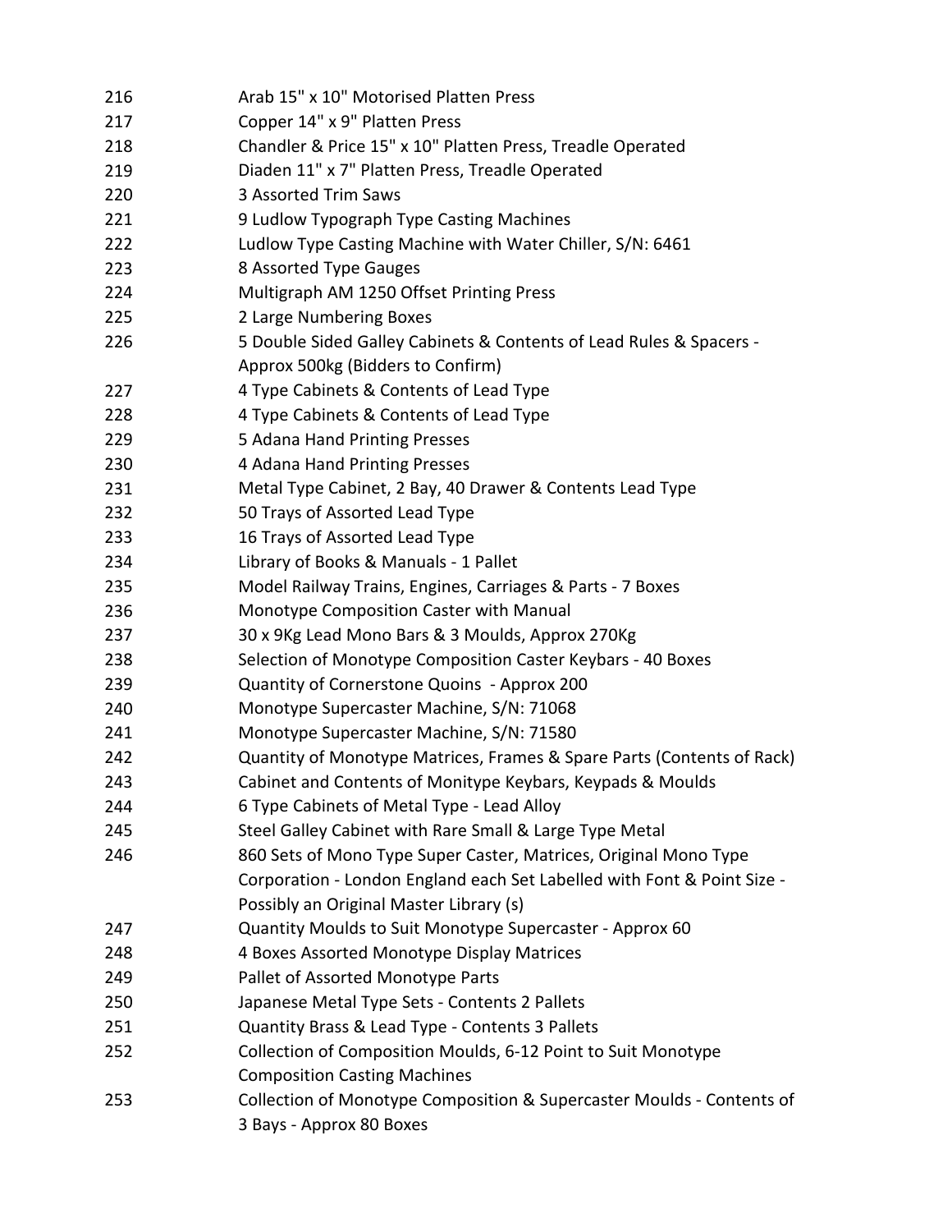| | |
|---|---|
| 216 | Arab 15" x 10" Motorised Platten Press |
| 217 | Copper 14" x 9" Platten Press |
| 218 | Chandler & Price 15" x 10" Platten Press, Treadle Operated |
| 219 | Diaden 11" x 7" Platten Press, Treadle Operated |
| 220 | 3 Assorted Trim Saws |
| 221 | 9 Ludlow Typograph Type Casting Machines |
| 222 | Ludlow Type Casting Machine with Water Chiller, S/N: 6461 |
| 223 | 8 Assorted Type Gauges |
| 224 | Multigraph AM 1250 Offset Printing Press |
| 225 | 2 Large Numbering Boxes |
| 226 | 5 Double Sided Galley Cabinets & Contents of Lead Rules & Spacers - Approx 500kg (Bidders to Confirm) |
| 227 | 4 Type Cabinets & Contents of Lead Type |
| 228 | 4 Type Cabinets & Contents of Lead Type |
| 229 | 5 Adana Hand Printing Presses |
| 230 | 4 Adana Hand Printing Presses |
| 231 | Metal Type Cabinet, 2 Bay, 40 Drawer & Contents Lead Type |
| 232 | 50 Trays of Assorted Lead Type |
| 233 | 16 Trays of Assorted Lead Type |
| 234 | Library of Books & Manuals - 1 Pallet |
| 235 | Model Railway Trains, Engines, Carriages & Parts - 7 Boxes |
| 236 | Monotype Composition Caster with Manual |
| 237 | 30 x 9Kg Lead Mono Bars & 3 Moulds, Approx 270Kg |
| 238 | Selection of Monotype Composition Caster Keybars - 40 Boxes |
| 239 | Quantity of Cornerstone Quoins - Approx 200 |
| 240 | Monotype Supercaster Machine, S/N: 71068 |
| 241 | Monotype Supercaster Machine, S/N: 71580 |
| 242 | Quantity of Monotype Matrices, Frames & Spare Parts (Contents of Rack) |
| 243 | Cabinet and Contents of Monitype Keybars, Keypads & Moulds |
| 244 | 6 Type Cabinets of Metal Type - Lead Alloy |
| 245 | Steel Galley Cabinet with Rare Small & Large Type Metal |
| 246 | 860 Sets of Mono Type Super Caster, Matrices, Original Mono Type Corporation - London England each Set Labelled with Font & Point Size - Possibly an Original Master Library (s) |
| 247 | Quantity Moulds to Suit Monotype Supercaster - Approx 60 |
| 248 | 4 Boxes Assorted Monotype Display Matrices |
| 249 | Pallet of Assorted Monotype Parts |
| 250 | Japanese Metal Type Sets - Contents 2 Pallets |
| 251 | Quantity Brass & Lead Type - Contents 3 Pallets |
| 252 | Collection of Composition Moulds, 6-12 Point to Suit Monotype Composition Casting Machines |
| 253 | Collection of Monotype Composition & Supercaster Moulds - Contents of 3 Bays - Approx 80 Boxes |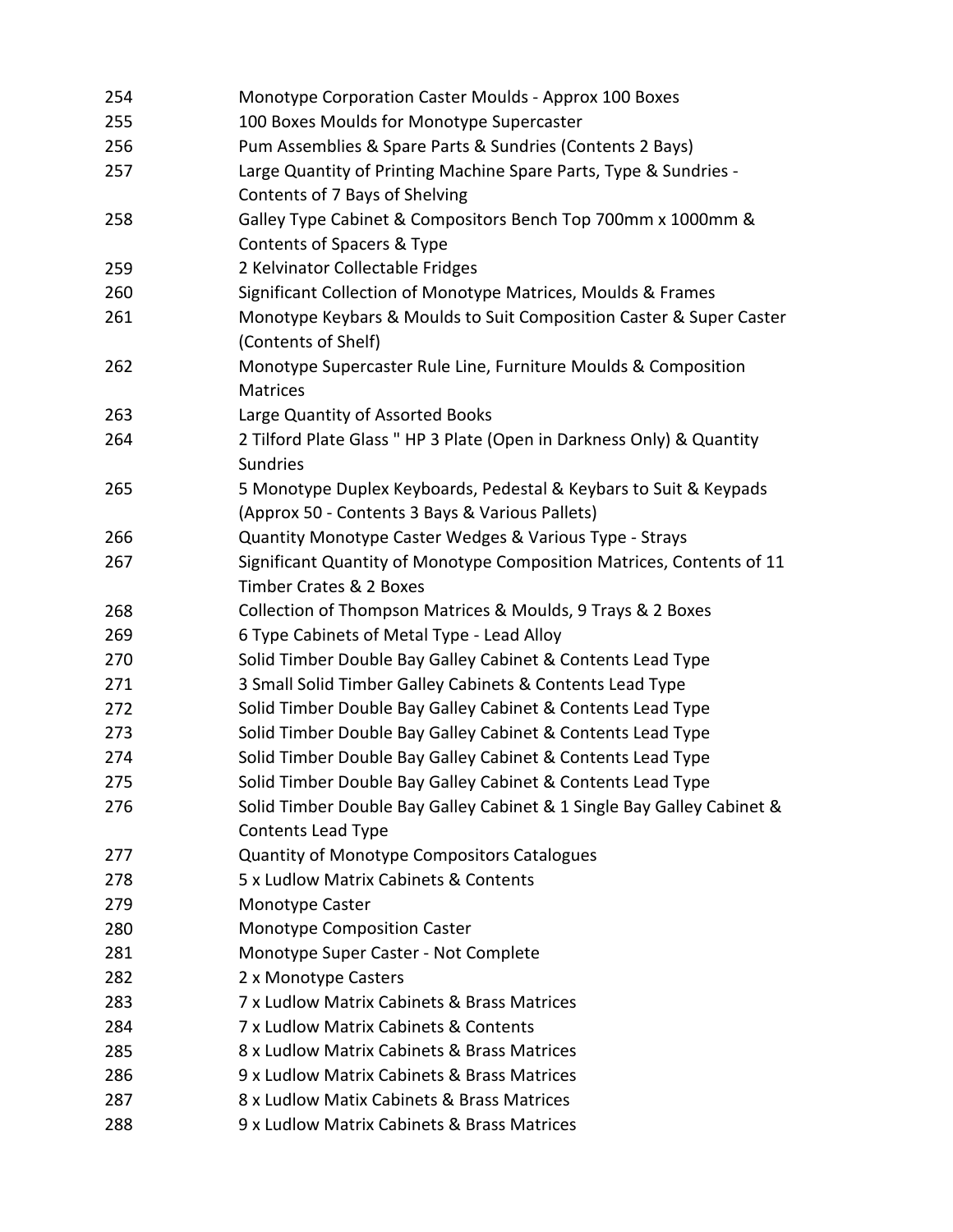| | |
|---|---|
| 254 | Monotype Corporation Caster Moulds - Approx 100 Boxes |
| 255 | 100 Boxes Moulds for Monotype Supercaster |
| 256 | Pum Assemblies & Spare Parts & Sundries (Contents 2 Bays) |
| 257 | Large Quantity of Printing Machine Spare Parts, Type & Sundries - Contents of 7 Bays of Shelving |
| 258 | Galley Type Cabinet & Compositors Bench Top 700mm x 1000mm & Contents of Spacers & Type |
| 259 | 2 Kelvinator Collectable Fridges |
| 260 | Significant Collection of Monotype Matrices, Moulds & Frames |
| 261 | Monotype Keybars & Moulds to Suit Composition Caster & Super Caster (Contents of Shelf) |
| 262 | Monotype Supercaster Rule Line, Furniture Moulds & Composition Matrices |
| 263 | Large Quantity of Assorted Books |
| 264 | 2 Tilford Plate Glass " HP 3 Plate (Open in Darkness Only) & Quantity Sundries |
| 265 | 5 Monotype Duplex Keyboards, Pedestal & Keybars to Suit & Keypads (Approx 50 - Contents 3 Bays & Various Pallets) |
| 266 | Quantity Monotype Caster Wedges & Various Type - Strays |
| 267 | Significant Quantity of Monotype Composition Matrices, Contents of 11 Timber Crates & 2 Boxes |
| 268 | Collection of Thompson Matrices & Moulds, 9 Trays & 2 Boxes |
| 269 | 6 Type Cabinets of Metal Type - Lead Alloy |
| 270 | Solid Timber Double Bay Galley Cabinet & Contents Lead Type |
| 271 | 3 Small Solid Timber Galley Cabinets & Contents Lead Type |
| 272 | Solid Timber Double Bay Galley Cabinet & Contents Lead Type |
| 273 | Solid Timber Double Bay Galley Cabinet & Contents Lead Type |
| 274 | Solid Timber Double Bay Galley Cabinet & Contents Lead Type |
| 275 | Solid Timber Double Bay Galley Cabinet & Contents Lead Type |
| 276 | Solid Timber Double Bay Galley Cabinet & 1 Single Bay Galley Cabinet & Contents Lead Type |
| 277 | Quantity of Monotype Compositors Catalogues |
| 278 | 5 x Ludlow Matrix Cabinets & Contents |
| 279 | Monotype Caster |
| 280 | Monotype Composition Caster |
| 281 | Monotype Super Caster - Not Complete |
| 282 | 2 x Monotype Casters |
| 283 | 7 x Ludlow Matrix Cabinets & Brass Matrices |
| 284 | 7 x Ludlow Matrix Cabinets & Contents |
| 285 | 8 x Ludlow Matrix Cabinets & Brass Matrices |
| 286 | 9 x Ludlow Matrix Cabinets & Brass Matrices |
| 287 | 8 x Ludlow Matix Cabinets & Brass Matrices |
| 288 | 9 x Ludlow Matrix Cabinets & Brass Matrices |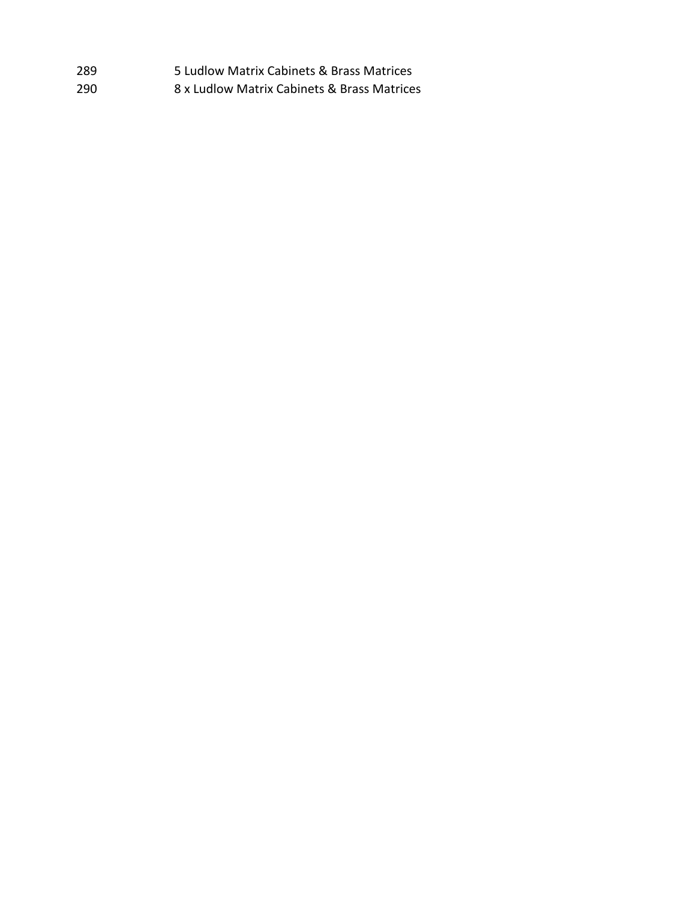| | |
|---|---|
| 289 | 5 Ludlow Matrix Cabinets & Brass Matrices |
| 290 | 8 x Ludlow Matrix Cabinets & Brass Matrices |